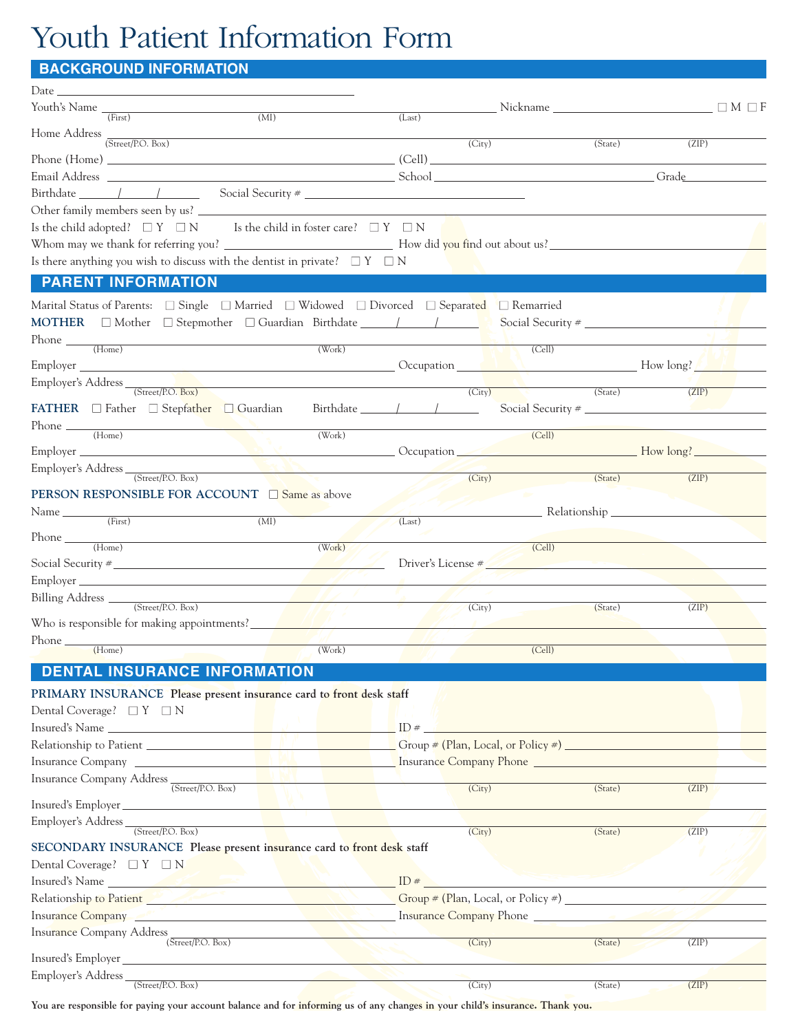# Youth Patient Information Form

## BACKGROUND INFORMATION

Date ______________________________

Youth's Name ______________________ (First) ______ (MI) ______________________ (Last) Nickname ______________ ☐ M ☐ F

Home Address ______________________ (Street/P.O. Box) ______________ (City) ______ (State) ______ (ZIP)

Phone (Home) ______________________ (Cell) ______________________

Email Address ______________________ School ______________________ Grade ______

Birthdate ____/____/____ Social Security # ______________________

Other family members seen by us? ______________________

Is the child adopted? ☐ Y ☐ N Is the child in foster care? ☐ Y ☐ N

Whom may we thank for referring you? ______________________ How did you find out about us? ______________________

Is there anything you wish to discuss with the dentist in private? ☐ Y ☐ N

## PARENT INFORMATION

Marital Status of Parents: ☐ Single ☐ Married ☐ Widowed ☐ Divorced ☐ Separated ☐ Remarried

**MOTHER** ☐ Mother ☐ Stepmother ☐ Guardian Birthdate ____/____/____ Social Security # ______________________

Phone ______________ (Home) ______________ (Work) ______________ (Cell)

Employer ______________________ Occupation ______________________ How long? ______

Employer's Address ______________________ (Street/P.O. Box) ______________ (City) ______ (State) ______ (ZIP)

**FATHER** ☐ Father ☐ Stepfather ☐ Guardian Birthdate ____/____/____ Social Security # ______________________

Phone ______________ (Home) ______________ (Work) ______________ (Cell)

Employer ______________________ Occupation ______________________ How long? ______

Employer's Address ______________________ (Street/P.O. Box) ______________ (City) ______ (State) ______ (ZIP)

**PERSON RESPONSIBLE FOR ACCOUNT** ☐ Same as above

Name ______________________ (First) ______ (MI) ______________________ (Last) Relationship ______________

Phone ______________ (Home) ______________ (Work) ______________ (Cell)

Social Security # ______________________ Driver's License # ______________________

Employer ______________________

Billing Address ______________________ (Street/P.O. Box) ______________ (City) ______ (State) ______ (ZIP)

Who is responsible for making appointments? ______________________

Phone ______________ (Home) ______________ (Work) ______________ (Cell)

## DENTAL INSURANCE INFORMATION

**PRIMARY INSURANCE Please present insurance card to front desk staff**

Dental Coverage? ☐ Y ☐ N

Insured's Name ______________________ ID # ______________________

Relationship to Patient ______________________ Group # (Plan, Local, or Policy #) ______________________

Insurance Company ______________________ Insurance Company Phone ______________________

Insurance Company Address ______________________ (Street/P.O. Box) ______________ (City) ______ (State) ______ (ZIP)

Insured's Employer ______________________

Employer's Address ______________________ (Street/P.O. Box) ______________ (City) ______ (State) ______ (ZIP)

**SECONDARY INSURANCE Please present insurance card to front desk staff**

Dental Coverage? ☐ Y ☐ N

Insured's Name ______________________ ID # ______________________

Relationship to Patient ______________________ Group # (Plan, Local, or Policy #) ______________________

Insurance Company ______________________ Insurance Company Phone ______________________

Insurance Company Address ______________________ (Street/P.O. Box) ______________ (City) ______ (State) ______ (ZIP)

Insured's Employer ______________________

Employer's Address ______________________ (Street/P.O. Box) ______________ (City) ______ (State) ______ (ZIP)

**You are responsible for paying your account balance and for informing us of any changes in your child's insurance. Thank you.**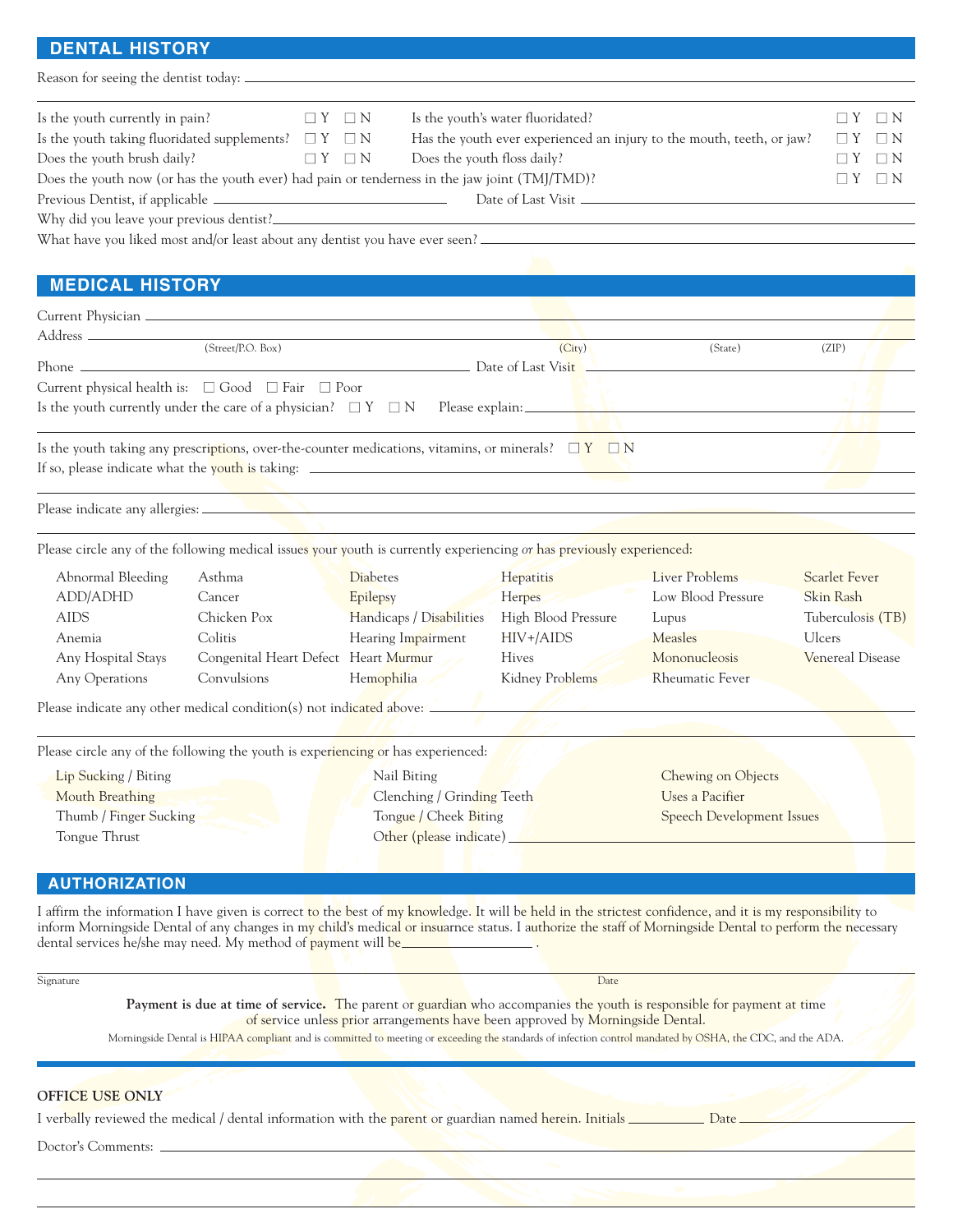## DENTAL HISTORY

Reason for seeing the dentist today: ______________________________

Is the youth currently in pain? ☐ Y ☐ N

Is the youth's water fluoridated? ☐ Y ☐ N

Is the youth taking fluoridated supplements? ☐ Y ☐ N

Has the youth ever experienced an injury to the mouth, teeth, or jaw? ☐ Y ☐ N

Does the youth brush daily? ☐ Y ☐ N

Does the youth floss daily? ☐ Y ☐ N

Does the youth now (or has the youth ever) had pain or tenderness in the jaw joint (TMJ/TMD)? ☐ Y ☐ N

Previous Dentist, if applicable ______________________ Date of Last Visit ______________________

Why did you leave your previous dentist? ______________________________

What have you liked most and/or least about any dentist you have ever seen? ______________________________

## MEDICAL HISTORY

Current Physician ______________________________

Address ______________________________
(Street/P.O. Box) (City) (State) (ZIP)

Phone ______________________ Date of Last Visit ______________________

Current physical health is: ☐ Good ☐ Fair ☐ Poor

Is the youth currently under the care of a physician? ☐ Y ☐ N Please explain: ______________________________

Is the youth taking any prescriptions, over-the-counter medications, vitamins, or minerals? ☐ Y ☐ N

If so, please indicate what the youth is taking: ______________________________

Please indicate any allergies: ______________________________

Please circle any of the following medical issues your youth is currently experiencing *or* has previously experienced:

| | | | | | |
|---|---|---|---|---|---|
| Abnormal Bleeding | Asthma | Diabetes | Hepatitis | Liver Problems | Scarlet Fever |
| ADD/ADHD | Cancer | Epilepsy | Herpes | Low Blood Pressure | Skin Rash |
| AIDS | Chicken Pox | Handicaps / Disabilities | High Blood Pressure | Lupus | Tuberculosis (TB) |
| Anemia | Colitis | Hearing Impairment | HIV+/AIDS | Measles | Ulcers |
| Any Hospital Stays | Congenital Heart Defect | Heart Murmur | Hives | Mononucleosis | Venereal Disease |
| Any Operations | Convulsions | Hemophilia | Kidney Problems | Rheumatic Fever | |

Please indicate any other medical condition(s) not indicated above: ______________________________

Please circle any of the following the youth is experiencing or has experienced:

| | | |
|---|---|---|
| Lip Sucking / Biting | Nail Biting | Chewing on Objects |
| Mouth Breathing | Clenching / Grinding Teeth | Uses a Pacifier |
| Thumb / Finger Sucking | Tongue / Cheek Biting | Speech Development Issues |
| Tongue Thrust | Other (please indicate) ______________ | |

## AUTHORIZATION

I affirm the information I have given is correct to the best of my knowledge. It will be held in the strictest confidence, and it is my responsibility to inform Morningside Dental of any changes in my child's medical or insuarnce status. I authorize the staff of Morningside Dental to perform the necessary dental services he/she may need. My method of payment will be ______________ .

Signature ______________________________ Date ______________

**Payment is due at time of service.** The parent or guardian who accompanies the youth is responsible for payment at time of service unless prior arrangements have been approved by Morningside Dental.

Morningside Dental is HIPAA compliant and is committed to meeting or exceeding the standards of infection control mandated by OSHA, the CDC, and the ADA.

---

**OFFICE USE ONLY**

I verbally reviewed the medical / dental information with the parent or guardian named herein. Initials __________ Date __________

Doctor's Comments: ______________________________